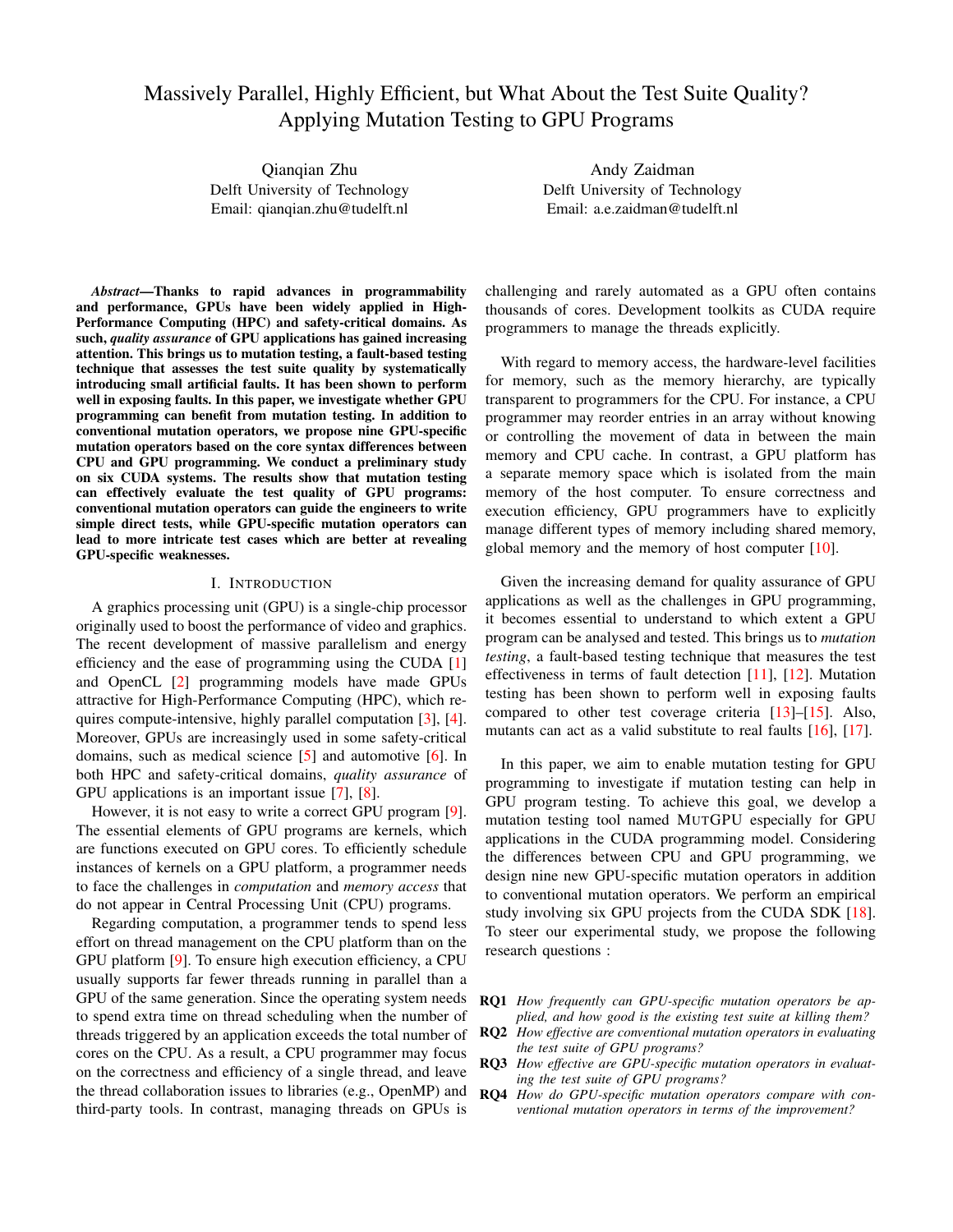# Massively Parallel, Highly Efficient, but What About the Test Suite Quality? Applying Mutation Testing to GPU Programs

Qianqian Zhu
Delft University of Technology
Email: qianqian.zhu@tudelft.nl

Andy Zaidman
Delft University of Technology
Email: a.e.zaidman@tudelft.nl

***Abstract*—Thanks to rapid advances in programmability and performance, GPUs have been widely applied in High-Performance Computing (HPC) and safety-critical domains. As such, *quality assurance* of GPU applications has gained increasing attention. This brings us to mutation testing, a fault-based testing technique that assesses the test suite quality by systematically introducing small artificial faults. It has been shown to perform well in exposing faults. In this paper, we investigate whether GPU programming can benefit from mutation testing. In addition to conventional mutation operators, we propose nine GPU-specific mutation operators based on the core syntax differences between CPU and GPU programming. We conduct a preliminary study on six CUDA systems. The results show that mutation testing can effectively evaluate the test quality of GPU programs: conventional mutation operators can guide the engineers to write simple direct tests, while GPU-specific mutation operators can lead to more intricate test cases which are better at revealing GPU-specific weaknesses.**

## I. Introduction

A graphics processing unit (GPU) is a single-chip processor originally used to boost the performance of video and graphics. The recent development of massive parallelism and energy efficiency and the ease of programming using the CUDA [1] and OpenCL [2] programming models have made GPUs attractive for High-Performance Computing (HPC), which requires compute-intensive, highly parallel computation [3], [4]. Moreover, GPUs are increasingly used in some safety-critical domains, such as medical science [5] and automotive [6]. In both HPC and safety-critical domains, *quality assurance* of GPU applications is an important issue [7], [8].

However, it is not easy to write a correct GPU program [9]. The essential elements of GPU programs are kernels, which are functions executed on GPU cores. To efficiently schedule instances of kernels on a GPU platform, a programmer needs to face the challenges in *computation* and *memory access* that do not appear in Central Processing Unit (CPU) programs.

Regarding computation, a programmer tends to spend less effort on thread management on the CPU platform than on the GPU platform [9]. To ensure high execution efficiency, a CPU usually supports far fewer threads running in parallel than a GPU of the same generation. Since the operating system needs to spend extra time on thread scheduling when the number of threads triggered by an application exceeds the total number of cores on the CPU. As a result, a CPU programmer may focus on the correctness and efficiency of a single thread, and leave the thread collaboration issues to libraries (e.g., OpenMP) and third-party tools. In contrast, managing threads on GPUs is challenging and rarely automated as a GPU often contains thousands of cores. Development toolkits as CUDA require programmers to manage the threads explicitly.

With regard to memory access, the hardware-level facilities for memory, such as the memory hierarchy, are typically transparent to programmers for the CPU. For instance, a CPU programmer may reorder entries in an array without knowing or controlling the movement of data in between the main memory and CPU cache. In contrast, a GPU platform has a separate memory space which is isolated from the main memory of the host computer. To ensure correctness and execution efficiency, GPU programmers have to explicitly manage different types of memory including shared memory, global memory and the memory of host computer [10].

Given the increasing demand for quality assurance of GPU applications as well as the challenges in GPU programming, it becomes essential to understand to which extent a GPU program can be analysed and tested. This brings us to *mutation testing*, a fault-based testing technique that measures the test effectiveness in terms of fault detection [11], [12]. Mutation testing has been shown to perform well in exposing faults compared to other test coverage criteria [13]–[15]. Also, mutants can act as a valid substitute to real faults [16], [17].

In this paper, we aim to enable mutation testing for GPU programming to investigate if mutation testing can help in GPU program testing. To achieve this goal, we develop a mutation testing tool named MUTGPU especially for GPU applications in the CUDA programming model. Considering the differences between CPU and GPU programming, we design nine new GPU-specific mutation operators in addition to conventional mutation operators. We perform an empirical study involving six GPU projects from the CUDA SDK [18]. To steer our experimental study, we propose the following research questions :

- **RQ1** *How frequently can GPU-specific mutation operators be applied, and how good is the existing test suite at killing them?*
- **RQ2** *How effective are conventional mutation operators in evaluating the test suite of GPU programs?*
- **RQ3** *How effective are GPU-specific mutation operators in evaluating the test suite of GPU programs?*
- **RQ4** *How do GPU-specific mutation operators compare with conventional mutation operators in terms of the improvement?*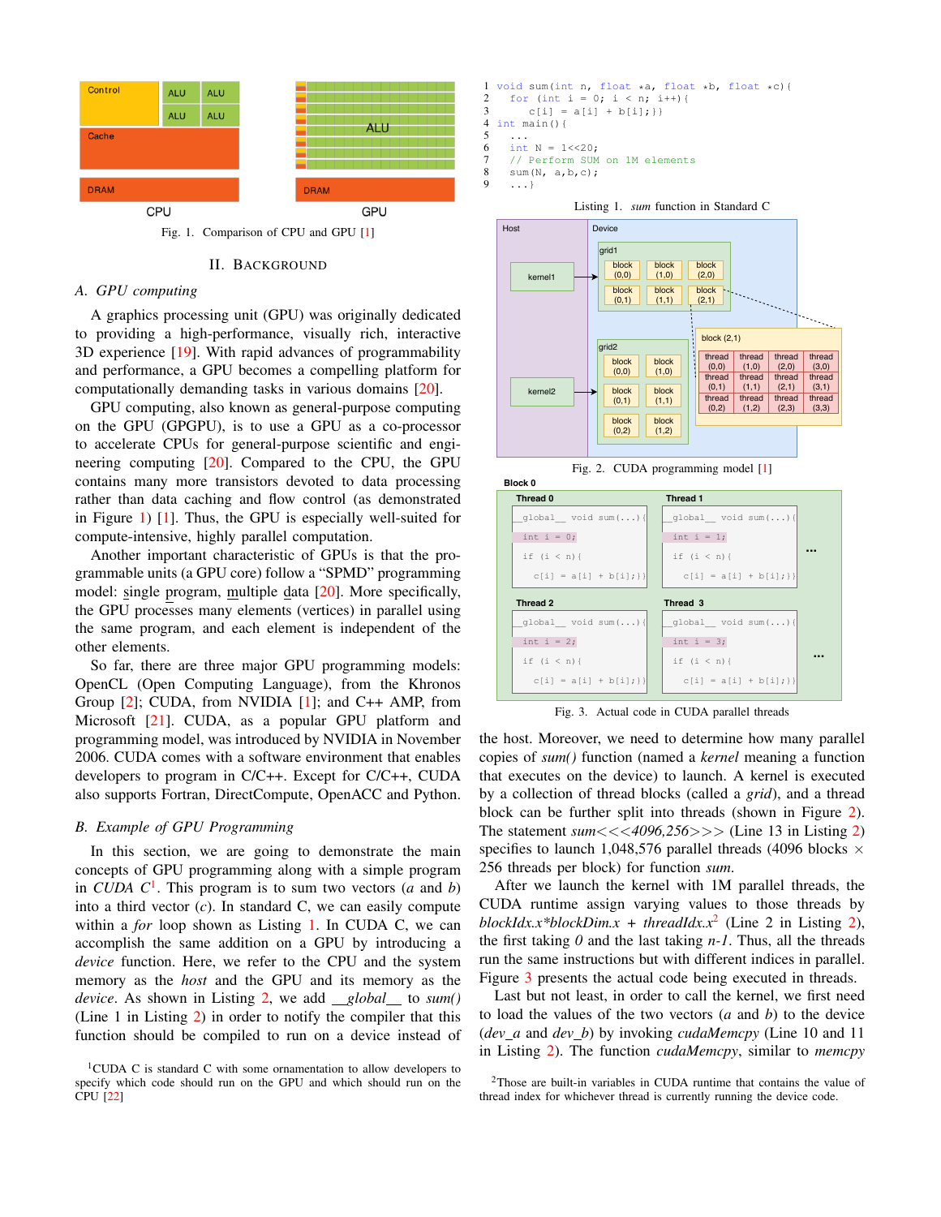Fig. 1. Comparison of CPU and GPU [1]

## II. Background

### A. GPU computing

A graphics processing unit (GPU) was originally dedicated to providing a high-performance, visually rich, interactive 3D experience [19]. With rapid advances of programmability and performance, a GPU becomes a compelling platform for computationally demanding tasks in various domains [20].

GPU computing, also known as general-purpose computing on the GPU (GPGPU), is to use a GPU as a co-processor to accelerate CPUs for general-purpose scientific and engineering computing [20]. Compared to the CPU, the GPU contains many more transistors devoted to data processing rather than data caching and flow control (as demonstrated in Figure 1) [1]. Thus, the GPU is especially well-suited for compute-intensive, highly parallel computation.

Another important characteristic of GPUs is that the programmable units (a GPU core) follow a "SPMD" programming model: single program, multiple data [20]. More specifically, the GPU processes many elements (vertices) in parallel using the same program, and each element is independent of the other elements.

So far, there are three major GPU programming models: OpenCL (Open Computing Language), from the Khronos Group [2]; CUDA, from NVIDIA [1]; and C++ AMP, from Microsoft [21]. CUDA, as a popular GPU platform and programming model, was introduced by NVIDIA in November 2006. CUDA comes with a software environment that enables developers to program in C/C++. Except for C/C++, CUDA also supports Fortran, DirectCompute, OpenACC and Python.

### B. Example of GPU Programming

In this section, we are going to demonstrate the main concepts of GPU programming along with a simple program in *CUDA C*[1]. This program is to sum two vectors (*a* and *b*) into a third vector (*c*). In standard C, we can easily compute within a *for* loop shown as Listing 1. In CUDA C, we can accomplish the same addition on a GPU by introducing a *device* function. Here, we refer to the CPU and the system memory as the *host* and the GPU and its memory as the *device*. As shown in Listing 2, we add *__global__* to *sum()* (Line 1 in Listing 2) in order to notify the compiler that this function should be compiled to run on a device instead of

```
1 void sum(int n, float *a, float *b, float *c){
2   for (int i = 0; i < n; i++){
3       c[i] = a[i] + b[i];}}
4 int main(){
5   ...
6   int N = 1<<20;
7   // Perform SUM on 1M elements
8   sum(N, a,b,c);
9   ...}
```

Listing 1. *sum* function in Standard C

Fig. 2. CUDA programming model [1]

Fig. 3. Actual code in CUDA parallel threads

the host. Moreover, we need to determine how many parallel copies of *sum()* function (named a *kernel* meaning a function that executes on the device) to launch. A kernel is executed by a collection of thread blocks (called a *grid*), and a thread block can be further split into threads (shown in Figure 2). The statement *sum<<<4096,256>>>* (Line 13 in Listing 2) specifies to launch 1,048,576 parallel threads (4096 blocks × 256 threads per block) for function *sum*.

After we launch the kernel with 1M parallel threads, the CUDA runtime assign varying values to those threads by *blockIdx.x\*blockDim.x + threadIdx.x*[2] (Line 2 in Listing 2), the first taking *0* and the last taking *n-1*. Thus, all the threads run the same instructions but with different indices in parallel. Figure 3 presents the actual code being executed in threads.

Last but not least, in order to call the kernel, we first need to load the values of the two vectors (*a* and *b*) to the device (*dev_a* and *dev_b*) by invoking *cudaMemcpy* (Line 10 and 11 in Listing 2). The function *cudaMemcpy*, similar to *memcpy*

[1]CUDA C is standard C with some ornamentation to allow developers to specify which code should run on the GPU and which should run on the CPU [22]

[2]Those are built-in variables in CUDA runtime that contains the value of thread index for whichever thread is currently running the device code.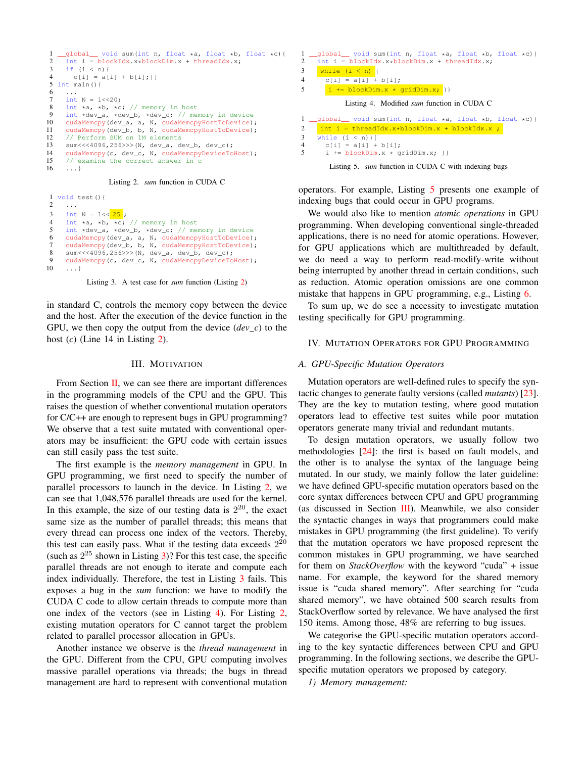```
__global__ void sum(int n, float *a, float *b, float *c){
  int i = blockIdx.x*blockDim.x + threadIdx.x;
  if (i < n){
    c[i] = a[i] + b[i];}}
int main(){
  ...
  int N = 1<<20;
  int *a, *b, *c; // memory in host
  int *dev_a, *dev_b, *dev_c; // memory in device
  cudaMemcpy(dev_a, a, N, cudaMemcpyHostToDevice);
  cudaMemcpy(dev_b, b, N, cudaMemcpyHostToDevice);
  // Perform SUM on 1M elements
  sum<<<4096,256>>>(N, dev_a, dev_b, dev_c);
  cudaMemcpy(c, dev_c, N, cudaMemcpyDeviceToHost);
  // examine the correct answer in c
  ...}
```

Listing 2. *sum* function in CUDA C

```
void test(){
  ...
  int N = 1<< 25 ;
  int *a, *b, *c; // memory in host
  int *dev_a, *dev_b, *dev_c; // memory in device
  cudaMemcpy(dev_a, a, N, cudaMemcpyHostToDevice);
  cudaMemcpy(dev_b, b, N, cudaMemcpyHostToDevice);
  sum<<<4096,256>>>(N, dev_a, dev_b, dev_c);
  cudaMemcpy(c, dev_c, N, cudaMemcpyDeviceToHost);
  ...}
```

Listing 3. A test case for *sum* function (Listing 2)

in standard C, controls the memory copy between the device and the host. After the execution of the device function in the GPU, we then copy the output from the device (*dev_c*) to the host (*c*) (Line 14 in Listing 2).

## III. Motivation

From Section II, we can see there are important differences in the programming models of the CPU and the GPU. This raises the question of whether conventional mutation operators for C/C++ are enough to represent bugs in GPU programming? We observe that a test suite mutated with conventional operators may be insufficient: the GPU code with certain issues can still easily pass the test suite.

The first example is the *memory management* in GPU. In GPU programming, we first need to specify the number of parallel processors to launch in the device. In Listing 2, we can see that 1,048,576 parallel threads are used for the kernel. In this example, the size of our testing data is $2^{20}$, the exact same size as the number of parallel threads; this means that every thread can process one index of the vectors. Thereby, this test can easily pass. What if the testing data exceeds $2^{20}$ (such as $2^{25}$ shown in Listing 3)? For this test case, the specific parallel threads are not enough to iterate and compute each index individually. Therefore, the test in Listing 3 fails. This exposes a bug in the *sum* function: we have to modify the CUDA C code to allow certain threads to compute more than one index of the vectors (see in Listing 4). For Listing 2, existing mutation operators for C cannot target the problem related to parallel processor allocation in GPUs.

Another instance we observe is the *thread management* in the GPU. Different from the CPU, GPU computing involves massive parallel operations via threads; the bugs in thread management are hard to represent with conventional mutation operators. For example, Listing 5 presents one example of indexing bugs that could occur in GPU programs.

```
__global__ void sum(int n, float *a, float *b, float *c){
  int i = blockIdx.x*blockDim.x + threadIdx.x;
  while (i < n) {
    c[i] = a[i] + b[i];
    i += blockDim.x * gridDim.x; }}
```

Listing 4. Modified *sum* function in CUDA C

```
__global__ void sum(int n, float *a, float *b, float *c){
  int i = threadIdx.x*blockDim.x + blockIdx.x ;
  while (i < n)){
    c[i] = a[i] + b[i];
    i += blockDim.x * gridDim.x; }}
```

Listing 5. *sum* function in CUDA C with indexing bugs

We would also like to mention *atomic operations* in GPU programming. When developing conventional single-threaded applications, there is no need for atomic operations. However, for GPU applications which are multithreaded by default, we do need a way to perform read-modify-write without being interrupted by another thread in certain conditions, such as reduction. Atomic operation omissions are one common mistake that happens in GPU programming, e.g., Listing 6.

To sum up, we do see a necessity to investigate mutation testing specifically for GPU programming.

## IV. Mutation Operators for GPU Programming

### A. GPU-Specific Mutation Operators

Mutation operators are well-defined rules to specify the syntactic changes to generate faulty versions (called *mutants*) [23]. They are the key to mutation testing, where good mutation operators lead to effective test suites while poor mutation operators generate many trivial and redundant mutants.

To design mutation operators, we usually follow two methodologies [24]: the first is based on fault models, and the other is to analyse the syntax of the language being mutated. In our study, we mainly follow the later guideline: we have defined GPU-specific mutation operators based on the core syntax differences between CPU and GPU programming (as discussed in Section III). Meanwhile, we also consider the syntactic changes in ways that programmers could make mistakes in GPU programming (the first guideline). To verify that the mutation operators we have proposed represent the common mistakes in GPU programming, we have searched for them on *StackOverflow* with the keyword "cuda" + issue name. For example, the keyword for the shared memory issue is "cuda shared memory". After searching for "cuda shared memory", we have obtained 500 search results from StackOverflow sorted by relevance. We have analysed the first 150 items. Among those, 48% are referring to bug issues.

We categorise the GPU-specific mutation operators according to the key syntactic differences between CPU and GPU programming. In the following sections, we describe the GPU-specific mutation operators we proposed by category.

*1) Memory management:*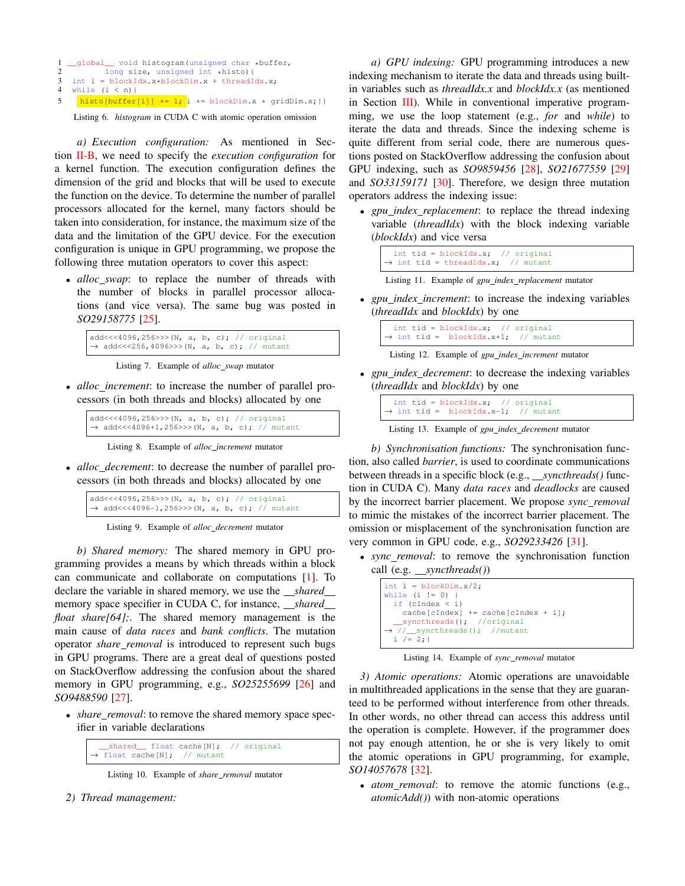```
1 __global__ void histogram(unsigned char *buffer,
        long size, unsigned int *histo){
3  int i = blockIdx.x*blockDim.x + threadIdx.x;
4  while (i < n){
5    histo[buffer[i]] += 1; i += blockDim.x * gridDim.x;}}
```

Listing 6. *histogram* in CUDA C with atomic operation omission

*a) Execution configuration:* As mentioned in Section II-B, we need to specify the *execution configuration* for a kernel function. The execution configuration defines the dimension of the grid and blocks that will be used to execute the function on the device. To determine the number of parallel processors allocated for the kernel, many factors should be taken into consideration, for instance, the maximum size of the data and the limitation of the GPU device. For the execution configuration is unique in GPU programming, we propose the following three mutation operators to cover this aspect:

- *alloc_swap*: to replace the number of threads with the number of blocks in parallel processor allocations (and vice versa). The same bug was posted in *SO29158775* [25].

```
add<<<4096,256>>>(N, a, b, c); // original
→ add<<<256,4096>>>(N, a, b, c); // mutant
```

Listing 7. Example of *alloc_swap* mutator

- *alloc_increment*: to increase the number of parallel processors (in both threads and blocks) allocated by one

```
add<<<4096,256>>>(N, a, b, c); // original
→ add<<<4096+1,256>>>(N, a, b, c); // mutant
```

Listing 8. Example of *alloc_increment* mutator

- *alloc_decrement*: to decrease the number of parallel processors (in both threads and blocks) allocated by one

```
add<<<4096,256>>>(N, a, b, c); // original
→ add<<<4096-1,256>>>(N, a, b, c); // mutant
```

Listing 9. Example of *alloc_decrement* mutator

*b) Shared memory:* The shared memory in GPU programming provides a means by which threads within a block can communicate and collaborate on computations [1]. To declare the variable in shared memory, we use the *__shared__* memory space specifier in CUDA C, for instance, *__shared__ float share[64];*. The shared memory management is the main cause of *data races* and *bank conflicts*. The mutation operator *share_removal* is introduced to represent such bugs in GPU programs. There are a great deal of questions posted on StackOverflow addressing the confusion about the shared memory in GPU programming, e.g., *SO25255699* [26] and *SO9488590* [27].

- *share_removal*: to remove the shared memory space specifier in variable declarations

```
  __shared__ float cache[N];  // original
→ float cache[N];  // mutant
```

Listing 10. Example of *share_removal* mutator

*2) Thread management:*

*a) GPU indexing:* GPU programming introduces a new indexing mechanism to iterate the data and threads using built-in variables such as *threadIdx.x* and *blockIdx.x* (as mentioned in Section III). While in conventional imperative programming, we use the loop statement (e.g., *for* and *while*) to iterate the data and threads. Since the indexing scheme is quite different from serial code, there are numerous questions posted on StackOverflow addressing the confusion about GPU indexing, such as *SO9859456* [28], *SO21677559* [29] and *SO33159171* [30]. Therefore, we design three mutation operators address the indexing issue:

- *gpu_index_replacement*: to replace the thread indexing variable (*threadIdx*) with the block indexing variable (*blockIdx*) and vice versa

```
  int tid = blockIdx.x;  // original
→ int tid = threadIdx.x;  // mutant
```

Listing 11. Example of *gpu_index_replacement* mutator

- *gpu_index_increment*: to increase the indexing variables (*threadIdx* and *blockIdx*) by one

```
  int tid = blockIdx.x;  // original
→ int tid =  blockIdx.x+1;  // mutant
```

Listing 12. Example of *gpu_index_increment* mutator

- *gpu_index_decrement*: to decrease the indexing variables (*threadIdx* and *blockIdx*) by one

```
  int tid = blockIdx.x;  // original
→ int tid =  blockIdx.x-1;  // mutant
```

Listing 13. Example of *gpu_index_decrement* mutator

*b) Synchronisation functions:* The synchronisation function, also called *barrier*, is used to coordinate communications between threads in a specific block (e.g., *__syncthreads()* function in CUDA C). Many *data races* and *deadlocks* are caused by the incorrect barrier placement. We propose *sync_removal* to mimic the mistakes of the incorrect barrier placement. The omission or misplacement of the synchronisation function are very common in GPU code, e.g., *SO29233426* [31].

- *sync_removal*: to remove the synchronisation function call (e.g. *__syncthreads()*)

```
int i = blockDim.x/2;
while (i != 0) {
  if (cIndex < i)
    cache[cIndex] += cache[cIndex + i];
  __syncthreads();  //original
→ //__syncthreads();  //mutant
  i /= 2;}
```

Listing 14. Example of *sync_removal* mutator

*3) Atomic operations:* Atomic operations are unavoidable in multithreaded applications in the sense that they are guaranteed to be performed without interference from other threads. In other words, no other thread can access this address until the operation is complete. However, if the programmer does not pay enough attention, he or she is very likely to omit the atomic operations in GPU programming, for example, *SO14057678* [32].

- *atom_removal*: to remove the atomic functions (e.g., *atomicAdd()*) with non-atomic operations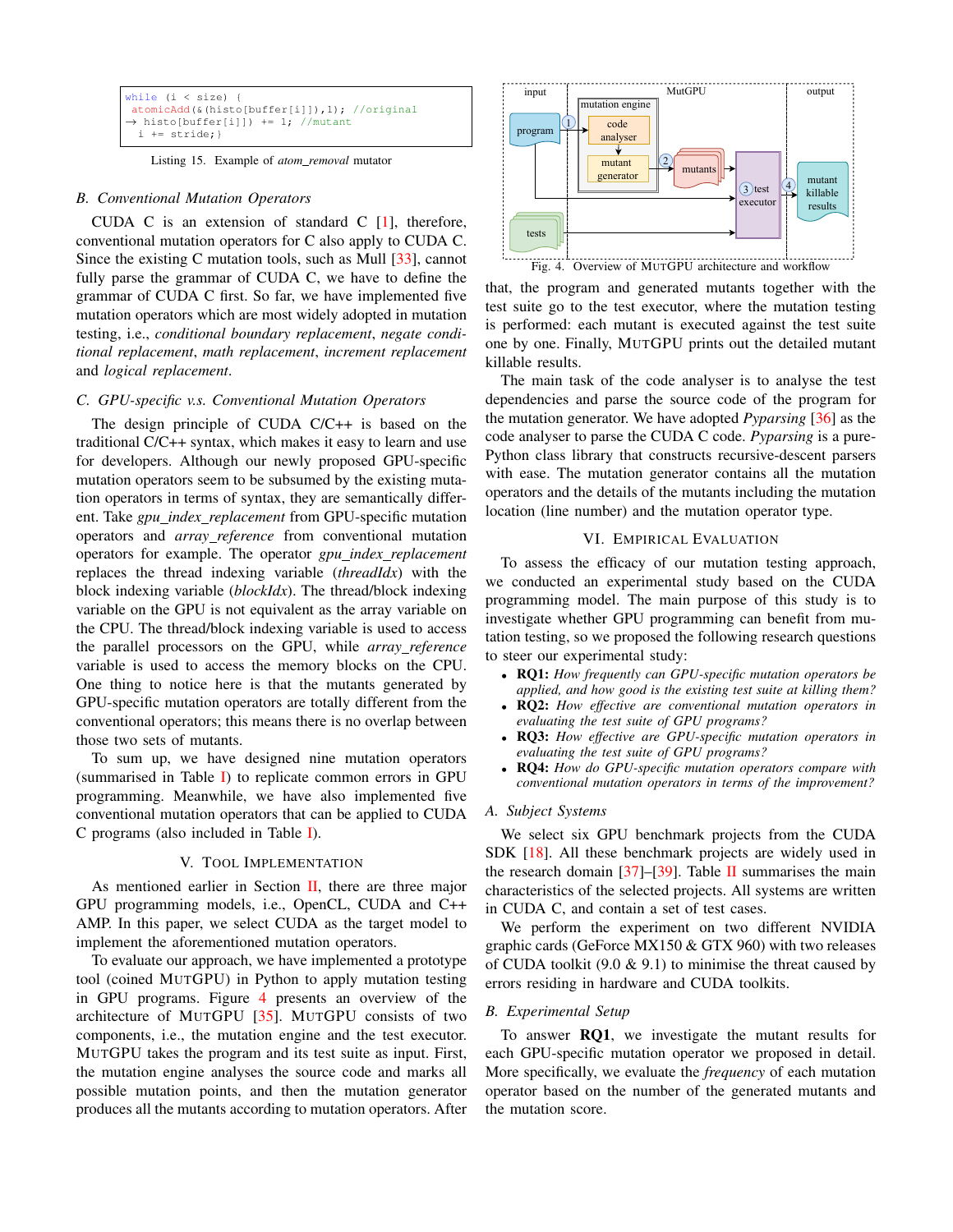```
while (i < size) {
 atomicAdd(&(histo[buffer[i]]),1); //original
→ histo[buffer[i]]) += 1; //mutant
  i += stride;}
```

Listing 15. Example of *atom_removal* mutator

### B. Conventional Mutation Operators

CUDA C is an extension of standard C [1], therefore, conventional mutation operators for C also apply to CUDA C. Since the existing C mutation tools, such as Mull [33], cannot fully parse the grammar of CUDA C, we have to define the grammar of CUDA C first. So far, we have implemented five mutation operators which are most widely adopted in mutation testing, i.e., *conditional boundary replacement*, *negate conditional replacement*, *math replacement*, *increment replacement* and *logical replacement*.

### C. GPU-specific v.s. Conventional Mutation Operators

The design principle of CUDA C/C++ is based on the traditional C/C++ syntax, which makes it easy to learn and use for developers. Although our newly proposed GPU-specific mutation operators seem to be subsumed by the existing mutation operators in terms of syntax, they are semantically different. Take *gpu_index_replacement* from GPU-specific mutation operators and *array_reference* from conventional mutation operators for example. The operator *gpu_index_replacement* replaces the thread indexing variable (*threadIdx*) with the block indexing variable (*blockIdx*). The thread/block indexing variable on the GPU is not equivalent as the array variable on the CPU. The thread/block indexing variable is used to access the parallel processors on the GPU, while *array_reference* variable is used to access the memory blocks on the CPU. One thing to notice here is that the mutants generated by GPU-specific mutation operators are totally different from the conventional operators; this means there is no overlap between those two sets of mutants.

To sum up, we have designed nine mutation operators (summarised in Table I) to replicate common errors in GPU programming. Meanwhile, we have also implemented five conventional mutation operators that can be applied to CUDA C programs (also included in Table I).

## V. Tool Implementation

As mentioned earlier in Section II, there are three major GPU programming models, i.e., OpenCL, CUDA and C++ AMP. In this paper, we select CUDA as the target model to implement the aforementioned mutation operators.

To evaluate our approach, we have implemented a prototype tool (coined MutGPU) in Python to apply mutation testing in GPU programs. Figure 4 presents an overview of the architecture of MutGPU [35]. MutGPU consists of two components, i.e., the mutation engine and the test executor. MutGPU takes the program and its test suite as input. First, the mutation engine analyses the source code and marks all possible mutation points, and then the mutation generator produces all the mutants according to mutation operators. After that, the program and generated mutants together with the test suite go to the test executor, where the mutation testing is performed: each mutant is executed against the test suite one by one. Finally, MutGPU prints out the detailed mutant killable results.

Fig. 4. Overview of MutGPU architecture and workflow

The main task of the code analyser is to analyse the test dependencies and parse the source code of the program for the mutation generator. We have adopted *Pyparsing* [36] as the code analyser to parse the CUDA C code. *Pyparsing* is a pure-Python class library that constructs recursive-descent parsers with ease. The mutation generator contains all the mutation operators and the details of the mutants including the mutation location (line number) and the mutation operator type.

## VI. Empirical Evaluation

To assess the efficacy of our mutation testing approach, we conducted an experimental study based on the CUDA programming model. The main purpose of this study is to investigate whether GPU programming can benefit from mutation testing, so we proposed the following research questions to steer our experimental study:

- **RQ1:** *How frequently can GPU-specific mutation operators be applied, and how good is the existing test suite at killing them?*
- **RQ2:** *How effective are conventional mutation operators in evaluating the test suite of GPU programs?*
- **RQ3:** *How effective are GPU-specific mutation operators in evaluating the test suite of GPU programs?*
- **RQ4:** *How do GPU-specific mutation operators compare with conventional mutation operators in terms of the improvement?*

### A. Subject Systems

We select six GPU benchmark projects from the CUDA SDK [18]. All these benchmark projects are widely used in the research domain [37]–[39]. Table II summarises the main characteristics of the selected projects. All systems are written in CUDA C, and contain a set of test cases.

We perform the experiment on two different NVIDIA graphic cards (GeForce MX150 & GTX 960) with two releases of CUDA toolkit (9.0 & 9.1) to minimise the threat caused by errors residing in hardware and CUDA toolkits.

### B. Experimental Setup

To answer **RQ1**, we investigate the mutant results for each GPU-specific mutation operator we proposed in detail. More specifically, we evaluate the *frequency* of each mutation operator based on the number of the generated mutants and the mutation score.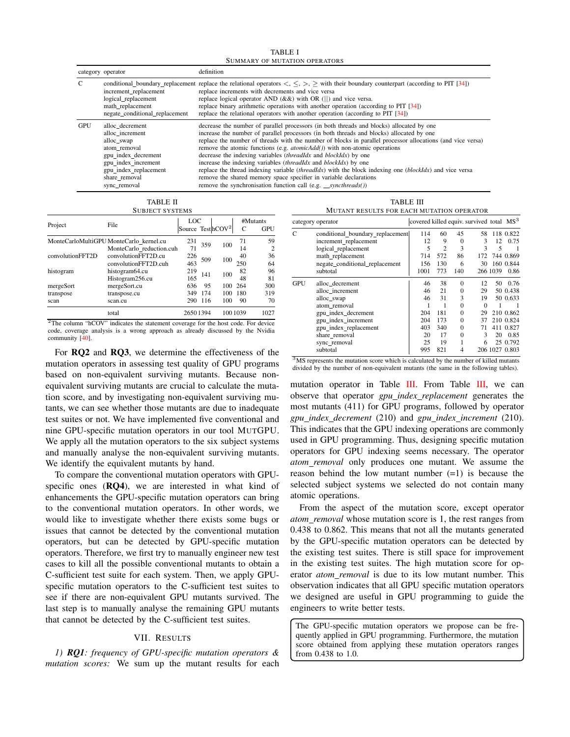TABLE I
SUMMARY OF MUTATION OPERATORS

| category | operator | definition |
|---|---|---|
| C | conditional_boundary_replacement | replace the relational operators <, ≤, >, ≥ with their boundary counterpart (according to PIT [34]) |
| | increment_replacement | replace increments with decrements and vice versa |
| | logical_replacement | replace logical operator AND (&&) with OR (\|\|) and vice versa. |
| | math_replacement | replace binary arithmetic operations with another operation (according to PIT [34]) |
| | negate_conditional_replacement | replace the relational operators with another operation (according to PIT [34]) |
| GPU | alloc_decrement | decrease the number of parallel processors (in both threads and blocks) allocated by one |
| | alloc_increment | increase the number of parallel processors (in both threads and blocks) allocated by one |
| | alloc_swap | replace the number of threads with the number of blocks in parallel processor allocations (and vice versa) |
| | atom_removal | remove the atomic functions (e.g. *atomicAdd()*) with non-atomic operations |
| | gpu_index_decrement | decrease the indexing variables (*threadIdx* and *blockIdx*) by one |
| | gpu_index_increment | increase the indexing variables (*threadIdx* and *blockIdx*) by one |
| | gpu_index_replacement | replace the thread indexing variable (*threadIdx*) with the block indexing one (*blockIdx*) and vice versa |
| | share_removal | remove the shared memory space specifier in variable declarations |
| | sync_removal | remove the synchronisation function call (e.g. *__syncthreads()*) |

TABLE II
SUBJECT SYSTEMS

| Project | File | LOC Source | LOC Test | hCOV[2] | #Mutants C | #Mutants GPU |
|---|---|---|---|---|---|---|
| MonteCarloMultiGPU | MonteCarlo_kernel.cu | 231 | 359 | 100 | 71 | 59 |
| | MonteCarlo_reduction.cuh | 71 | | | 14 | 2 |
| convolutionFFT2D | convolutionFFT2D.cu | 226 | 509 | 100 | 40 | 36 |
| | convolutionFFT2D.cuh | 463 | | | 250 | 64 |
| histogram | histogram64.cu | 219 | 141 | 100 | 82 | 96 |
| | Histogram256.cu | 165 | | | 48 | 81 |
| mergeSort | mergeSort.cu | 636 | 95 | 100 | 264 | 300 |
| transpose | transpose.cu | 349 | 174 | 100 | 180 | 319 |
| scan | scan.cu | 290 | 116 | 100 | 90 | 70 |
| | total | 2650 | 1394 | 100 | 1039 | 1027 |

[2]The column "hCOV" indicates the statement coverage for the host code. For device code, coverage analysis is a wrong approach as already discussed by the Nvidia community [40].

TABLE III
MUTANT RESULTS FOR EACH MUTATION OPERATOR

| category | operator | covered | killed | equiv. | survived | total | MS[3] |
|---|---|---|---|---|---|---|---|
| C | conditional_boundary_replacement | 114 | 60 | 45 | 58 | 118 | 0.822 |
| | increment_replacement | 12 | 9 | 0 | 3 | 12 | 0.75 |
| | logical_replacement | 5 | 2 | 3 | 3 | 5 | 1 |
| | math_replacement | 714 | 572 | 86 | 172 | 744 | 0.869 |
| | negate_conditional_replacement | 156 | 130 | 6 | 30 | 160 | 0.844 |
| | subtotal | 1001 | 773 | 140 | 266 | 1039 | 0.86 |
| GPU | alloc_decrement | 46 | 38 | 0 | 12 | 50 | 0.76 |
| | alloc_increment | 46 | 21 | 0 | 29 | 50 | 0.438 |
| | alloc_swap | 46 | 31 | 3 | 19 | 50 | 0.633 |
| | atom_removal | 1 | 1 | 0 | 0 | 1 | 1 |
| | gpu_index_decrement | 204 | 181 | 0 | 29 | 210 | 0.862 |
| | gpu_index_increment | 204 | 173 | 0 | 37 | 210 | 0.824 |
| | gpu_index_replacement | 403 | 340 | 0 | 71 | 411 | 0.827 |
| | share_removal | 20 | 17 | 0 | 3 | 20 | 0.85 |
| | sync_removal | 25 | 19 | 1 | 6 | 25 | 0.792 |
| | subtotal | 995 | 821 | 4 | 206 | 1027 | 0.803 |

[3]MS represents the mutation score which is calculated by the number of killed mutants divided by the number of non-equivalent mutants (the same in the following tables).

For **RQ2** and **RQ3**, we determine the effectiveness of the mutation operators in assessing test quality of GPU programs based on non-equivalent surviving mutants. Because non-equivalent surviving mutants are crucial to calculate the mutation score, and by investigating non-equivalent surviving mutants, we can see whether those mutants are due to inadequate test suites or not. We have implemented five conventional and nine GPU-specific mutation operators in our tool MUTGPU. We apply all the mutation operators to the six subject systems and manually analyse the non-equivalent surviving mutants. We identify the equivalent mutants by hand.

To compare the conventional mutation operators with GPU-specific ones (**RQ4**), we are interested in what kind of enhancements the GPU-specific mutation operators can bring to the conventional mutation operators. In other words, we would like to investigate whether there exists some bugs or issues that cannot be detected by the conventional mutation operators, but can be detected by GPU-specific mutation operators. Therefore, we first try to manually engineer new test cases to kill all the possible conventional mutants to obtain a C-sufficient test suite for each system. Then, we apply GPU-specific mutation operators to the C-sufficient test suites to see if there are non-equivalent GPU mutants survived. The last step is to manually analyse the remaining GPU mutants that cannot be detected by the C-sufficient test suites.

## VII. RESULTS

*1) **RQ1**: frequency of GPU-specific mutation operators & mutation scores:* We sum up the mutant results for each mutation operator in Table III. From Table III, we can observe that operator *gpu_index_replacement* generates the most mutants (411) for GPU programs, followed by operator *gpu_index_decrement* (210) and *gpu_index_increment* (210). This indicates that the GPU indexing operations are commonly used in GPU programming. Thus, designing specific mutation operators for GPU indexing seems necessary. The operator *atom_removal* only produces one mutant. We assume the reason behind the low mutant number (=1) is because the selected subject systems we selected do not contain many atomic operations.

From the aspect of the mutation score, except operator *atom_removal* whose mutation score is 1, the rest ranges from 0.438 to 0.862. This means that not all the mutants generated by the GPU-specific mutation operators can be detected by the existing test suites. There is still space for improvement in the existing test suites. The high mutation score for operator *atom_removal* is due to its low mutant number. This observation indicates that all GPU specific mutation operators we designed are useful in GPU programming to guide the engineers to write better tests.

> The GPU-specific mutation operators we propose can be frequently applied in GPU programming. Furthermore, the mutation score obtained from applying these mutation operators ranges from 0.438 to 1.0.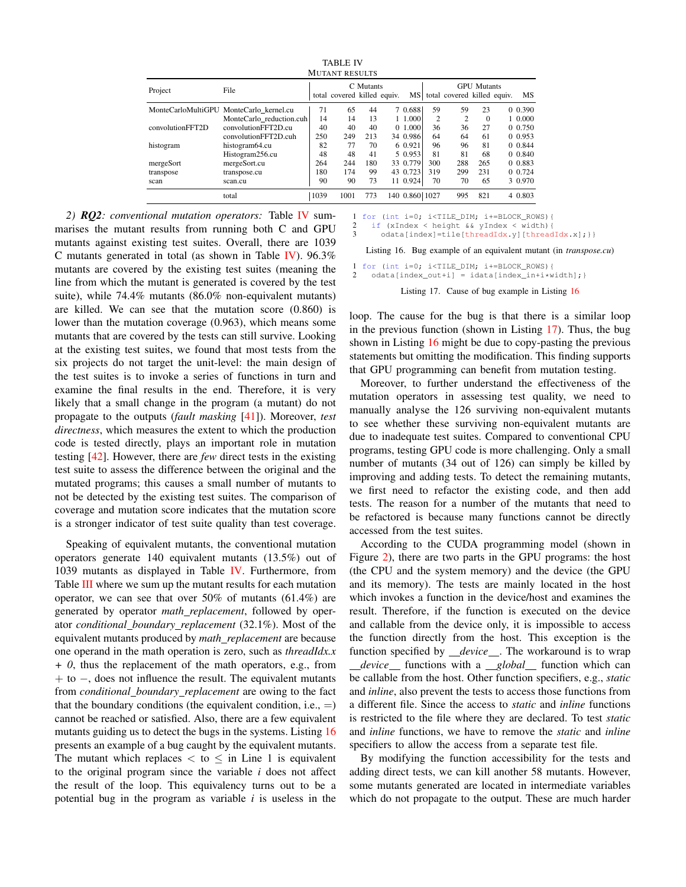TABLE IV
MUTANT RESULTS

| Project | File | C Mutants | | | | | GPU Mutants | | | | |
|---|---|---|---|---|---|---|---|---|---|---|---|
| | | total | covered | killed | equiv. | MS | total | covered | killed | equiv. | MS |
| MonteCarloMultiGPU | MonteCarlo_kernel.cu | 71 | 65 | 44 | 7 | 0.688 | 59 | 59 | 23 | 0 | 0.390 |
| | MonteCarlo_reduction.cuh | 14 | 14 | 13 | 1 | 1.000 | 2 | 2 | 0 | 1 | 0.000 |
| convolutionFFT2D | convolutionFFT2D.cu | 40 | 40 | 40 | 0 | 1.000 | 36 | 36 | 27 | 0 | 0.750 |
| | convolutionFFT2D.cuh | 250 | 249 | 213 | 34 | 0.986 | 64 | 64 | 61 | 0 | 0.953 |
| histogram | histogram64.cu | 82 | 77 | 70 | 6 | 0.921 | 96 | 96 | 81 | 0 | 0.844 |
| | Histogram256.cu | 48 | 48 | 41 | 5 | 0.953 | 81 | 81 | 68 | 0 | 0.840 |
| mergeSort | mergeSort.cu | 264 | 244 | 180 | 33 | 0.779 | 300 | 288 | 265 | 0 | 0.883 |
| transpose | transpose.cu | 180 | 174 | 99 | 43 | 0.723 | 319 | 299 | 231 | 0 | 0.724 |
| scan | scan.cu | 90 | 90 | 73 | 11 | 0.924 | 70 | 70 | 65 | 3 | 0.970 |
| | total | 1039 | 1001 | 773 | 140 | 0.860 | 1027 | 995 | 821 | 4 | 0.803 |

2) ***RQ2**: conventional mutation operators:* Table IV summarises the mutant results from running both C and GPU mutants against existing test suites. Overall, there are 1039 C mutants generated in total (as shown in Table IV). 96.3% mutants are covered by the existing test suites (meaning the line from which the mutant is generated is covered by the test suite), while 74.4% mutants (86.0% non-equivalent mutants) are killed. We can see that the mutation score (0.860) is lower than the mutation coverage (0.963), which means some mutants that are covered by the tests can still survive. Looking at the existing test suites, we found that most tests from the six projects do not target the unit-level: the main design of the test suites is to invoke a series of functions in turn and examine the final results in the end. Therefore, it is very likely that a small change in the program (a mutant) do not propagate to the outputs (*fault masking* [41]). Moreover, *test directness*, which measures the extent to which the production code is tested directly, plays an important role in mutation testing [42]. However, there are *few* direct tests in the existing test suite to assess the difference between the original and the mutated programs; this causes a small number of mutants to not be detected by the existing test suites. The comparison of coverage and mutation score indicates that the mutation score is a stronger indicator of test suite quality than test coverage.

Speaking of equivalent mutants, the conventional mutation operators generate 140 equivalent mutants (13.5%) out of 1039 mutants as displayed in Table IV. Furthermore, from Table III where we sum up the mutant results for each mutation operator, we can see that over 50% of mutants (61.4%) are generated by operator *math_replacement*, followed by operator *conditional_boundary_replacement* (32.1%). Most of the equivalent mutants produced by *math_replacement* are because one operand in the math operation is zero, such as *threadIdx.x + 0*, thus the replacement of the math operators, e.g., from $+$ to $-$, does not influence the result. The equivalent mutants from *conditional_boundary_replacement* are owing to the fact that the boundary conditions (the equivalent condition, i.e., $=$) cannot be reached or satisfied. Also, there are a few equivalent mutants guiding us to detect the bugs in the systems. Listing 16 presents an example of a bug caught by the equivalent mutants. The mutant which replaces $<$ to $\leq$ in Line 1 is equivalent to the original program since the variable *i* does not affect the result of the loop. This equivalency turns out to be a potential bug in the program as variable *i* is useless in the loop. The cause for the bug is that there is a similar loop in the previous function (shown in Listing 17). Thus, the bug shown in Listing 16 might be due to copy-pasting the previous statements but omitting the modification. This finding supports that GPU programming can benefit from mutation testing.

```
1 for (int i=0; i<TILE_DIM; i+=BLOCK_ROWS){
2   if (xIndex < height && yIndex < width){
3     odata[index]=tile[threadIdx.y][threadIdx.x];}}
```

Listing 16. Bug example of an equivalent mutant (in *transpose.cu*)

```
1 for (int i=0; i<TILE_DIM; i+=BLOCK_ROWS){
2   odata[index_out+i] = idata[index_in+i*width];}
```

Listing 17. Cause of bug example in Listing 16

Moreover, to further understand the effectiveness of the mutation operators in assessing test quality, we need to manually analyse the 126 surviving non-equivalent mutants to see whether these surviving non-equivalent mutants are due to inadequate test suites. Compared to conventional CPU programs, testing GPU code is more challenging. Only a small number of mutants (34 out of 126) can simply be killed by improving and adding tests. To detect the remaining mutants, we first need to refactor the existing code, and then add tests. The reason for a number of the mutants that need to be refactored is because many functions cannot be directly accessed from the test suites.

According to the CUDA programming model (shown in Figure 2), there are two parts in the GPU programs: the host (the CPU and the system memory) and the device (the GPU and its memory). The tests are mainly located in the host which invokes a function in the device/host and examines the result. Therefore, if the function is executed on the device and callable from the device only, it is impossible to access the function directly from the host. This exception is the function specified by *__device__*. The workaround is to wrap *__device__* functions with a *__global__* function which can be callable from the host. Other function specifiers, e.g., *static* and *inline*, also prevent the tests to access those functions from a different file. Since the access to *static* and *inline* functions is restricted to the file where they are declared. To test *static* and *inline* functions, we have to remove the *static* and *inline* specifiers to allow the access from a separate test file.

By modifying the function accessibility for the tests and adding direct tests, we can kill another 58 mutants. However, some mutants generated are located in intermediate variables which do not propagate to the output. These are much harder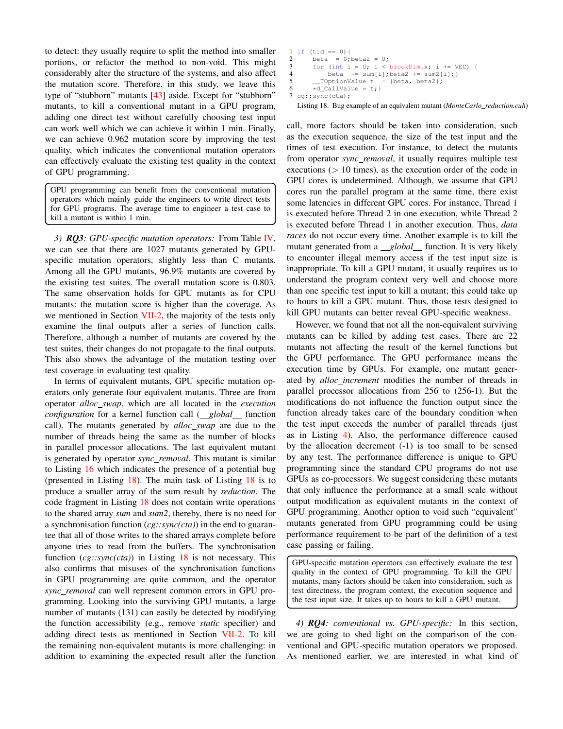to detect: they usually require to split the method into smaller portions, or refactor the method to non-void. This might considerably alter the structure of the systems, and also affect the mutation score. Therefore, in this study, we leave this type of "stubborn" mutants [43] aside. Except for "stubborn" mutants, to kill a conventional mutant in a GPU program, adding one direct test without carefully choosing test input can work well which we can achieve it within 1 min. Finally, we can achieve 0.962 mutation score by improving the test quality, which indicates the conventional mutation operators can effectively evaluate the existing test quality in the context of GPU programming.

> GPU programming can benefit from the conventional mutation operators which mainly guide the engineers to write direct tests for GPU programs. The average time to engineer a test case to kill a mutant is within 1 min.

*3) **RQ3**: GPU-specific mutation operators:* From Table IV, we can see that there are 1027 mutants generated by GPU-specific mutation operators, slightly less than C mutants. Among all the GPU mutants, 96.9% mutants are covered by the existing test suites. The overall mutation score is 0.803. The same observation holds for GPU mutants as for CPU mutants: the mutation score is higher than the coverage. As we mentioned in Section VII-2, the majority of the tests only examine the final outputs after a series of function calls. Therefore, although a number of mutants are covered by the test suites, their changes do not propagate to the final outputs. This also shows the advantage of the mutation testing over test coverage in evaluating test quality.

In terms of equivalent mutants, GPU specific mutation operators only generate four equivalent mutants. Three are from operator *alloc_swap*, which are all located in the *execution configuration* for a kernel function call (*__global__* function call). The mutants generated by *alloc_swap* are due to the number of threads being the same as the number of blocks in parallel processor allocations. The last equivalent mutant is generated by operator *sync_removal*. This mutant is similar to Listing 16 which indicates the presence of a potential bug (presented in Listing 18). The main task of Listing 18 is to produce a smaller array of the sum result by *reduction*. The code fragment in Listing 18 does not contain write operations to the shared array *sum* and *sum2*, thereby, there is no need for a synchronisation function (*cg::sync(cta)*) in the end to guarantee that all of those writes to the shared arrays complete before anyone tries to read from the buffers. The synchronisation function (*cg::sync(cta)*) in Listing 18 is not necessary. This also confirms that misuses of the synchronisation functions in GPU programming are quite common, and the operator *sync_removal* can well represent common errors in GPU programming. Looking into the surviving GPU mutants, a large number of mutants (131) can easily be detected by modifying the function accessibility (e.g., remove *static* specifier) and adding direct tests as mentioned in Section VII-2. To kill the remaining non-equivalent mutants is more challenging: in addition to examining the expected result after the function

```
1 if (tid == 0){
2     beta  = 0;beta2 = 0;
3     for (int i = 0; i < blockDim.x; i += VEC) {
4         beta  += sum[i];beta2 += sum2[i];}
5     __TOptionValue t  = {beta, beta2};
6     *d_CallValue = t;}
7 cg::sync(cta);
```

Listing 18. Bug example of an equivalent mutant (*MonteCarlo_reduction.cuh*)

call, more factors should be taken into consideration, such as the execution sequence, the size of the test input and the times of test execution. For instance, to detect the mutants from operator *sync_removal*, it usually requires multiple test executions (> 10 times), as the execution order of the code in GPU cores is undetermined. Although, we assume that GPU cores run the parallel program at the same time, there exist some latencies in different GPU cores. For instance, Thread 1 is executed before Thread 2 in one execution, while Thread 2 is executed before Thread 1 in another execution. Thus, *data races* do not occur every time. Another example is to kill the mutant generated from a *__global__* function. It is very likely to encounter illegal memory access if the test input size is inappropriate. To kill a GPU mutant, it usually requires us to understand the program context very well and choose more than one specific test input to kill a mutant; this could take up to hours to kill a GPU mutant. Thus, those tests designed to kill GPU mutants can better reveal GPU-specific weakness.

However, we found that not all the non-equivalent surviving mutants can be killed by adding test cases. There are 22 mutants not affecting the result of the kernel functions but the GPU performance. The GPU performance means the execution time by GPUs. For example, one mutant generated by *alloc_increment* modifies the number of threads in parallel processor allocations from 256 to (256-1). But the modifications do not influence the function output since the function already takes care of the boundary condition when the test input exceeds the number of parallel threads (just as in Listing 4). Also, the performance difference caused by the allocation decrement (-1) is too small to be sensed by any test. The performance difference is unique to GPU programming since the standard CPU programs do not use GPUs as co-processors. We suggest considering these mutants that only influence the performance at a small scale without output modification as equivalent mutants in the context of GPU programming. Another option to void such "equivalent" mutants generated from GPU programming could be using performance requirement to be part of the definition of a test case passing or failing.

> GPU-specific mutation operators can effectively evaluate the test quality in the context of GPU programming. To kill the GPU mutants, many factors should be taken into consideration, such as test directness, the program context, the execution sequence and the test input size. It takes up to hours to kill a GPU mutant.

*4) **RQ4**: conventional vs. GPU-specific:* In this section, we are going to shed light on the comparison of the conventional and GPU-specific mutation operators we proposed. As mentioned earlier, we are interested in what kind of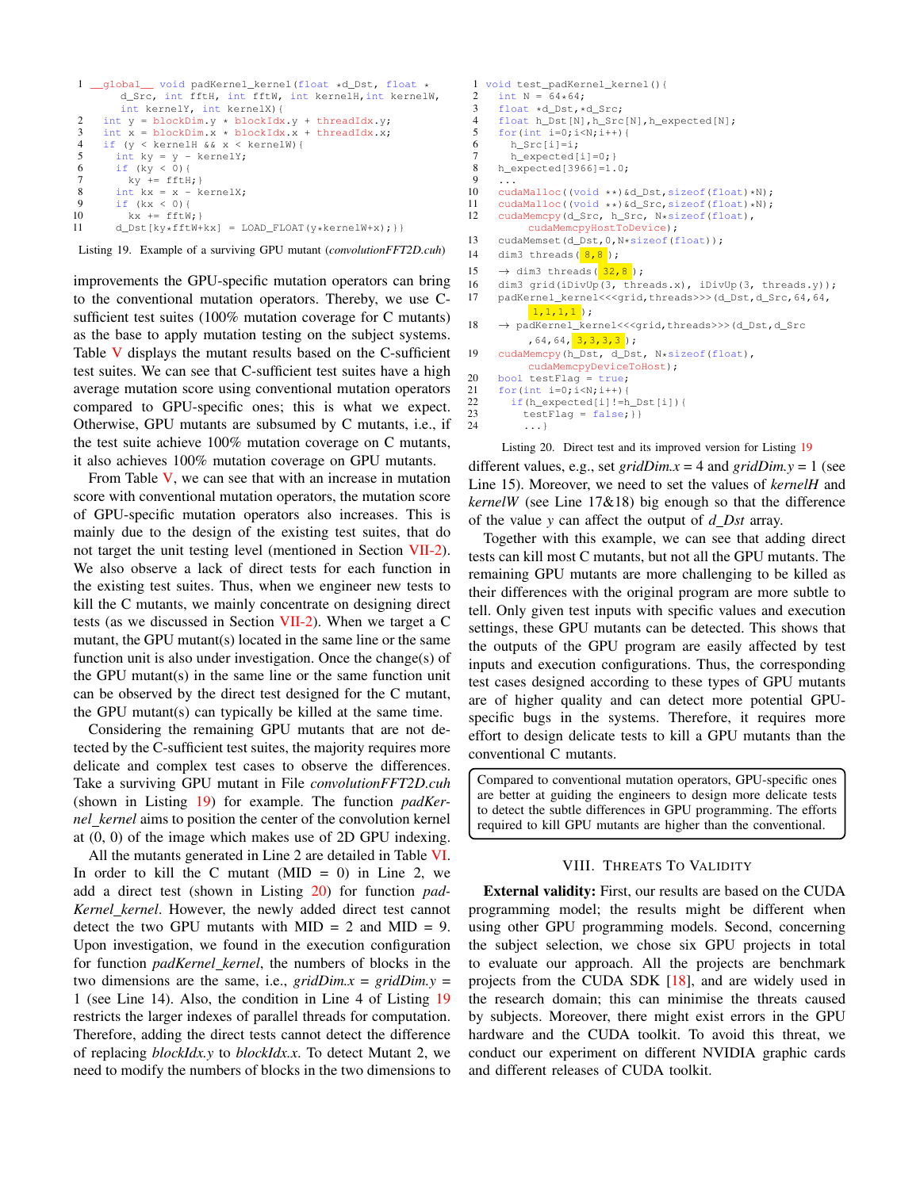```
1  __global__ void padKernel_kernel(float *d_Dst, float *
       d_Src, int fftH, int fftW, int kernelH,int kernelW,
       int kernelY, int kernelX){
2    int y = blockDim.y * blockIdx.y + threadIdx.y;
3    int x = blockDim.x * blockIdx.x + threadIdx.x;
4    if (y < kernelH && x < kernelW){
5      int ky = y - kernelY;
6      if (ky < 0){
7        ky += fftH;}
8      int kx = x - kernelX;
9      if (kx < 0){
10       kx += fftW;}
11     d_Dst[ky*fftW+kx] = LOAD_FLOAT(y*kernelW+x);}}
```

Listing 19. Example of a surviving GPU mutant (*convolutionFFT2D.cuh*)

improvements the GPU-specific mutation operators can bring to the conventional mutation operators. Thereby, we use C-sufficient test suites (100% mutation coverage for C mutants) as the base to apply mutation testing on the subject systems. Table V displays the mutant results based on the C-sufficient test suites. We can see that C-sufficient test suites have a high average mutation score using conventional mutation operators compared to GPU-specific ones; this is what we expect. Otherwise, GPU mutants are subsumed by C mutants, i.e., if the test suite achieve 100% mutation coverage on C mutants, it also achieves 100% mutation coverage on GPU mutants.

From Table V, we can see that with an increase in mutation score with conventional mutation operators, the mutation score of GPU-specific mutation operators also increases. This is mainly due to the design of the existing test suites, that do not target the unit testing level (mentioned in Section VII-2). We also observe a lack of direct tests for each function in the existing test suites. Thus, when we engineer new tests to kill the C mutants, we mainly concentrate on designing direct tests (as we discussed in Section VII-2). When we target a C mutant, the GPU mutant(s) located in the same line or the same function unit is also under investigation. Once the change(s) of the GPU mutant(s) in the same line or the same function unit can be observed by the direct test designed for the C mutant, the GPU mutant(s) can typically be killed at the same time.

Considering the remaining GPU mutants that are not detected by the C-sufficient test suites, the majority requires more delicate and complex test cases to observe the differences. Take a surviving GPU mutant in File *convolutionFFT2D.cuh* (shown in Listing 19) for example. The function *padKernel_kernel* aims to position the center of the convolution kernel at (0, 0) of the image which makes use of 2D GPU indexing.

All the mutants generated in Line 2 are detailed in Table VI. In order to kill the C mutant (MID = 0) in Line 2, we add a direct test (shown in Listing 20) for function *padKernel_kernel*. However, the newly added direct test cannot detect the two GPU mutants with MID = 2 and MID = 9. Upon investigation, we found in the execution configuration for function *padKernel_kernel*, the numbers of blocks in the two dimensions are the same, i.e., *gridDim.x* = *gridDim.y* = 1 (see Line 14). Also, the condition in Line 4 of Listing 19 restricts the larger indexes of parallel threads for computation. Therefore, adding the direct tests cannot detect the difference of replacing *blockIdx.y* to *blockIdx.x*. To detect Mutant 2, we need to modify the numbers of blocks in the two dimensions to different values, e.g., set *gridDim.x* = 4 and *gridDim.y* = 1 (see Line 15). Moreover, we need to set the values of *kernelH* and *kernelW* (see Line 17&18) big enough so that the difference of the value *y* can affect the output of *d_Dst* array.

```
1  void test_padKernel_kernel(){
2    int N = 64*64;
3    float *d_Dst,*d_Src;
4    float h_Dst[N],h_Src[N],h_expected[N];
5    for(int i=0;i<N;i++){
6      h_Src[i]=i;
7      h_expected[i]=0;}
8    h_expected[3966]=1.0;
9    ...
10   cudaMalloc((void **)&d_Dst,sizeof(float)*N);
11   cudaMalloc((void **)&d_Src,sizeof(float)*N);
12   cudaMemcpy(d_Src, h_Src, N*sizeof(float),
         cudaMemcpyHostToDevice);
13   cudaMemset(d_Dst,0,N*sizeof(float));
14   dim3 threads(8,8);
15   → dim3 threads(32,8);
16   dim3 grid(iDivUp(3, threads.x), iDivUp(3, threads.y));
17   padKernel_kernel<<<grid,threads>>>(d_Dst,d_Src,64,64,
         1,1,1,1);
18   → padKernel_kernel<<<grid,threads>>>(d_Dst,d_Src
         ,64,64,3,3,3,3);
19   cudaMemcpy(h_Dst, d_Dst, N*sizeof(float),
         cudaMemcpyDeviceToHost);
20   bool testFlag = true;
21   for(int i=0;i<N;i++){
22     if(h_expected[i]!=h_Dst[i]){
23       testFlag = false;}}
24     ...}
```

Listing 20. Direct test and its improved version for Listing 19

Together with this example, we can see that adding direct tests can kill most C mutants, but not all the GPU mutants. The remaining GPU mutants are more challenging to be killed as their differences with the original program are more subtle to tell. Only given test inputs with specific values and execution settings, these GPU mutants can be detected. This shows that the outputs of the GPU program are easily affected by test inputs and execution configurations. Thus, the corresponding test cases designed according to these types of GPU mutants are of higher quality and can detect more potential GPU-specific bugs in the systems. Therefore, it requires more effort to design delicate tests to kill a GPU mutants than the conventional C mutants.

> Compared to conventional mutation operators, GPU-specific ones are better at guiding the engineers to design more delicate tests to detect the subtle differences in GPU programming. The efforts required to kill GPU mutants are higher than the conventional.

## VIII. Threats To Validity

**External validity:** First, our results are based on the CUDA programming model; the results might be different when using other GPU programming models. Second, concerning the subject selection, we chose six GPU projects in total to evaluate our approach. All the projects are benchmark projects from the CUDA SDK [18], and are widely used in the research domain; this can minimise the threats caused by subjects. Moreover, there might exist errors in the GPU hardware and the CUDA toolkit. To avoid this threat, we conduct our experiment on different NVIDIA graphic cards and different releases of CUDA toolkit.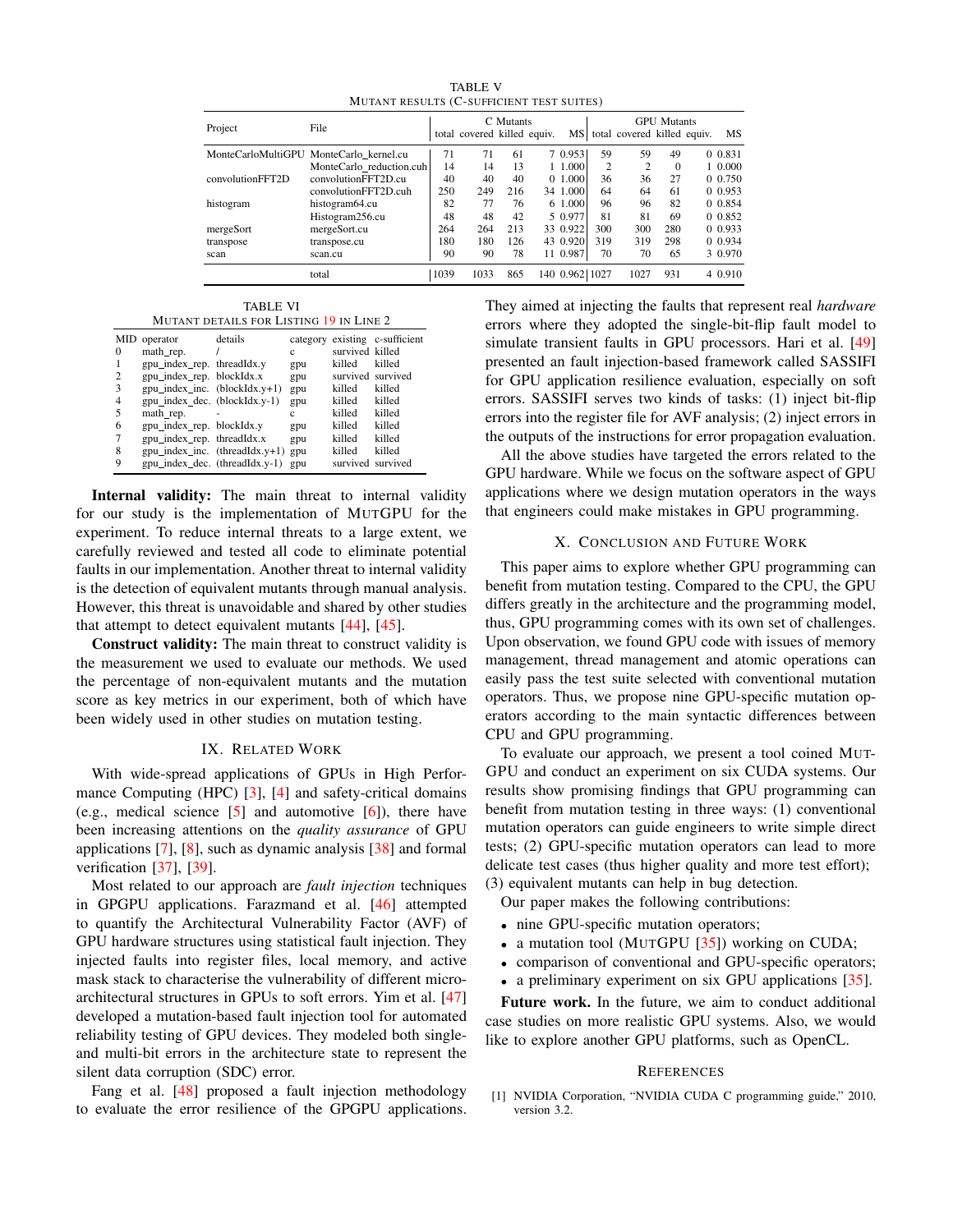TABLE V
MUTANT RESULTS (C-SUFFICIENT TEST SUITES)

| Project | File | C Mutants | | | | | GPU Mutants | | | | |
|---|---|---|---|---|---|---|---|---|---|---|---|
| | | total | covered | killed | equiv. | MS | total | covered | killed | equiv. | MS |
| MonteCarloMultiGPU | MonteCarlo_kernel.cu | 71 | 71 | 61 | 7 | 0.953 | 59 | 59 | 49 | 0 | 0.831 |
| | MonteCarlo_reduction.cuh | 14 | 14 | 13 | 1 | 1.000 | 2 | 2 | 0 | 1 | 0.000 |
| convolutionFFT2D | convolutionFFT2D.cu | 40 | 40 | 40 | 0 | 1.000 | 36 | 36 | 27 | 0 | 0.750 |
| | convolutionFFT2D.cuh | 250 | 249 | 216 | 34 | 1.000 | 64 | 64 | 61 | 0 | 0.953 |
| histogram | histogram64.cu | 82 | 77 | 76 | 6 | 1.000 | 96 | 96 | 82 | 0 | 0.854 |
| | Histogram256.cu | 48 | 48 | 42 | 5 | 0.977 | 81 | 81 | 69 | 0 | 0.852 |
| mergeSort | mergeSort.cu | 264 | 264 | 213 | 33 | 0.922 | 300 | 300 | 280 | 0 | 0.933 |
| transpose | transpose.cu | 180 | 180 | 126 | 43 | 0.920 | 319 | 319 | 298 | 0 | 0.934 |
| scan | scan.cu | 90 | 90 | 78 | 11 | 0.987 | 70 | 70 | 65 | 3 | 0.970 |
| | total | 1039 | 1033 | 865 | 140 | 0.962 | 1027 | 1027 | 931 | 4 | 0.910 |

TABLE VI
MUTANT DETAILS FOR LISTING 19 IN LINE 2

| MID | operator | details | category | existing | c-sufficient |
|---|---|---|---|---|---|
| 0 | math_rep. | / | c | survived | killed |
| 1 | gpu_index_rep. | threadIdx.y | gpu | killed | killed |
| 2 | gpu_index_rep. | blockIdx.x | gpu | survived | survived |
| 3 | gpu_index_inc. | (blockIdx.y+1) | gpu | killed | killed |
| 4 | gpu_index_dec. | (blockIdx.y-1) | gpu | killed | killed |
| 5 | math_rep. | - | c | killed | killed |
| 6 | gpu_index_rep. | blockIdx.y | gpu | killed | killed |
| 7 | gpu_index_rep. | threadIdx.x | gpu | killed | killed |
| 8 | gpu_index_inc. | (threadIdx.y+1) | gpu | killed | killed |
| 9 | gpu_index_dec. | (threadIdx.y-1) | gpu | survived | survived |

**Internal validity:** The main threat to internal validity for our study is the implementation of MUTGPU for the experiment. To reduce internal threats to a large extent, we carefully reviewed and tested all code to eliminate potential faults in our implementation. Another threat to internal validity is the detection of equivalent mutants through manual analysis. However, this threat is unavoidable and shared by other studies that attempt to detect equivalent mutants [44], [45].

**Construct validity:** The main threat to construct validity is the measurement we used to evaluate our methods. We used the percentage of non-equivalent mutants and the mutation score as key metrics in our experiment, both of which have been widely used in other studies on mutation testing.

## IX. RELATED WORK

With wide-spread applications of GPUs in High Performance Computing (HPC) [3], [4] and safety-critical domains (e.g., medical science [5] and automotive [6]), there have been increasing attentions on the *quality assurance* of GPU applications [7], [8], such as dynamic analysis [38] and formal verification [37], [39].

Most related to our approach are *fault injection* techniques in GPGPU applications. Farazmand et al. [46] attempted to quantify the Architectural Vulnerability Factor (AVF) of GPU hardware structures using statistical fault injection. They injected faults into register files, local memory, and active mask stack to characterise the vulnerability of different micro-architectural structures in GPUs to soft errors. Yim et al. [47] developed a mutation-based fault injection tool for automated reliability testing of GPU devices. They modeled both single- and multi-bit errors in the architecture state to represent the silent data corruption (SDC) error.

Fang et al. [48] proposed a fault injection methodology to evaluate the error resilience of the GPGPU applications. They aimed at injecting the faults that represent real *hardware* errors where they adopted the single-bit-flip fault model to simulate transient faults in GPU processors. Hari et al. [49] presented an fault injection-based framework called SASSIFI for GPU application resilience evaluation, especially on soft errors. SASSIFI serves two kinds of tasks: (1) inject bit-flip errors into the register file for AVF analysis; (2) inject errors in the outputs of the instructions for error propagation evaluation.

All the above studies have targeted the errors related to the GPU hardware. While we focus on the software aspect of GPU applications where we design mutation operators in the ways that engineers could make mistakes in GPU programming.

## X. CONCLUSION AND FUTURE WORK

This paper aims to explore whether GPU programming can benefit from mutation testing. Compared to the CPU, the GPU differs greatly in the architecture and the programming model, thus, GPU programming comes with its own set of challenges. Upon observation, we found GPU code with issues of memory management, thread management and atomic operations can easily pass the test suite selected with conventional mutation operators. Thus, we propose nine GPU-specific mutation operators according to the main syntactic differences between CPU and GPU programming.

To evaluate our approach, we present a tool coined MUTGPU and conduct an experiment on six CUDA systems. Our results show promising findings that GPU programming can benefit from mutation testing in three ways: (1) conventional mutation operators can guide engineers to write simple direct tests; (2) GPU-specific mutation operators can lead to more delicate test cases (thus higher quality and more test effort); (3) equivalent mutants can help in bug detection.

Our paper makes the following contributions:

- nine GPU-specific mutation operators;
- a mutation tool (MUTGPU [35]) working on CUDA;
- comparison of conventional and GPU-specific operators;
- a preliminary experiment on six GPU applications [35].

**Future work.** In the future, we aim to conduct additional case studies on more realistic GPU systems. Also, we would like to explore another GPU platforms, such as OpenCL.

## REFERENCES

[1] NVIDIA Corporation, "NVIDIA CUDA C programming guide," 2010, version 3.2.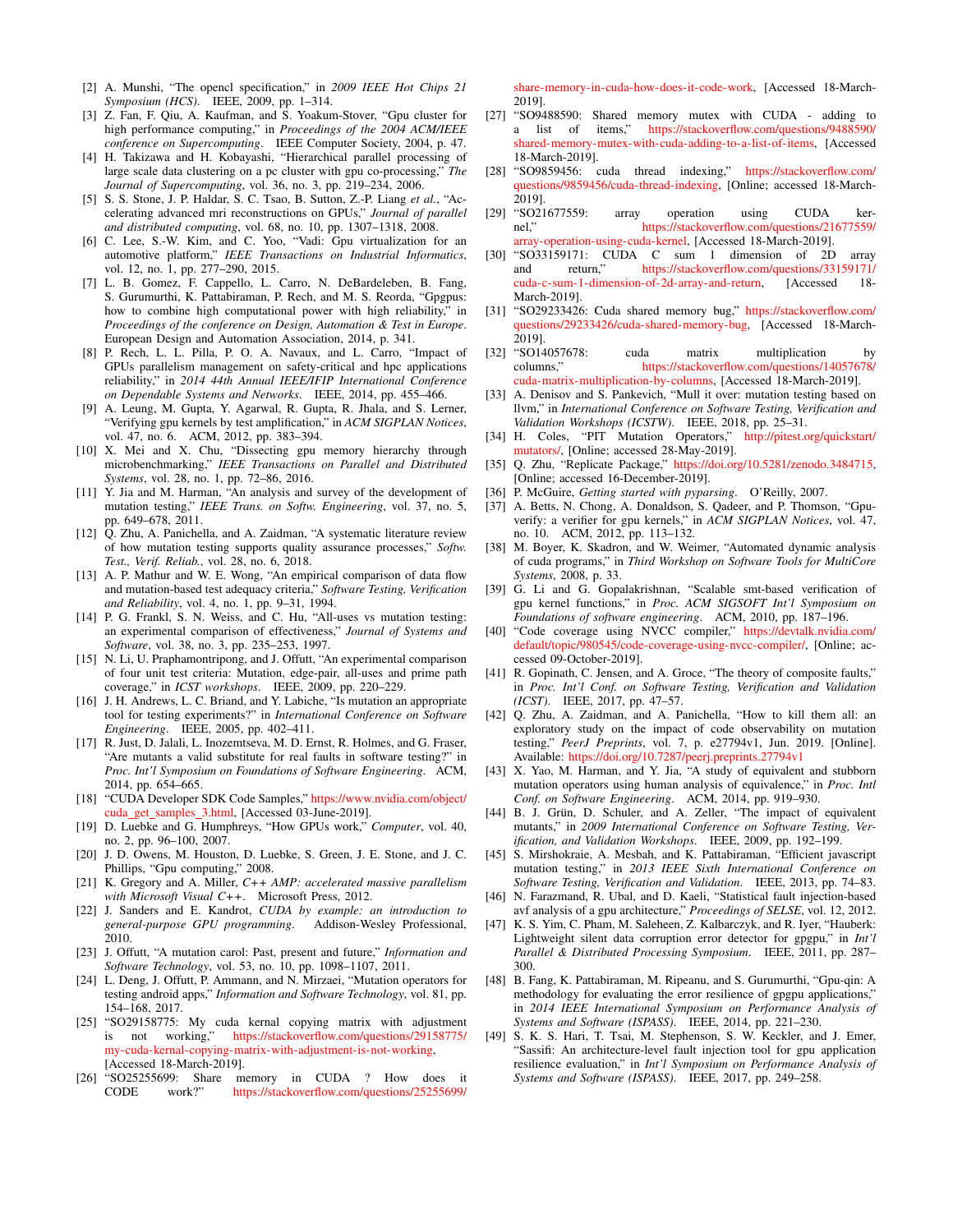[2] A. Munshi, "The opencl specification," in *2009 IEEE Hot Chips 21 Symposium (HCS)*. IEEE, 2009, pp. 1–314.

[3] Z. Fan, F. Qiu, A. Kaufman, and S. Yoakum-Stover, "Gpu cluster for high performance computing," in *Proceedings of the 2004 ACM/IEEE conference on Supercomputing*. IEEE Computer Society, 2004, p. 47.

[4] H. Takizawa and H. Kobayashi, "Hierarchical parallel processing of large scale data clustering on a pc cluster with gpu co-processing," *The Journal of Supercomputing*, vol. 36, no. 3, pp. 219–234, 2006.

[5] S. S. Stone, J. P. Haldar, S. C. Tsao, B. Sutton, Z.-P. Liang *et al.*, "Accelerating advanced mri reconstructions on GPUs," *Journal of parallel and distributed computing*, vol. 68, no. 10, pp. 1307–1318, 2008.

[6] C. Lee, S.-W. Kim, and C. Yoo, "Vadi: Gpu virtualization for an automotive platform," *IEEE Transactions on Industrial Informatics*, vol. 12, no. 1, pp. 277–290, 2015.

[7] L. B. Gomez, F. Cappello, L. Carro, N. DeBardeleben, B. Fang, S. Gurumurthi, K. Pattabiraman, P. Rech, and M. S. Reorda, "Gpgpus: how to combine high computational power with high reliability," in *Proceedings of the conference on Design, Automation & Test in Europe*. European Design and Automation Association, 2014, p. 341.

[8] P. Rech, L. L. Pilla, P. O. A. Navaux, and L. Carro, "Impact of GPUs parallelism management on safety-critical and hpc applications reliability," in *2014 44th Annual IEEE/IFIP International Conference on Dependable Systems and Networks*. IEEE, 2014, pp. 455–466.

[9] A. Leung, M. Gupta, Y. Agarwal, R. Gupta, R. Jhala, and S. Lerner, "Verifying gpu kernels by test amplification," in *ACM SIGPLAN Notices*, vol. 47, no. 6. ACM, 2012, pp. 383–394.

[10] X. Mei and X. Chu, "Dissecting gpu memory hierarchy through microbenchmarking," *IEEE Transactions on Parallel and Distributed Systems*, vol. 28, no. 1, pp. 72–86, 2016.

[11] Y. Jia and M. Harman, "An analysis and survey of the development of mutation testing," *IEEE Trans. on Softw. Engineering*, vol. 37, no. 5, pp. 649–678, 2011.

[12] Q. Zhu, A. Panichella, and A. Zaidman, "A systematic literature review of how mutation testing supports quality assurance processes," *Softw. Test., Verif. Reliab.*, vol. 28, no. 6, 2018.

[13] A. P. Mathur and W. E. Wong, "An empirical comparison of data flow and mutation-based test adequacy criteria," *Software Testing, Verification and Reliability*, vol. 4, no. 1, pp. 9–31, 1994.

[14] P. G. Frankl, S. N. Weiss, and C. Hu, "All-uses vs mutation testing: an experimental comparison of effectiveness," *Journal of Systems and Software*, vol. 38, no. 3, pp. 235–253, 1997.

[15] N. Li, U. Praphamontripong, and J. Offutt, "An experimental comparison of four unit test criteria: Mutation, edge-pair, all-uses and prime path coverage," in *ICST workshops*. IEEE, 2009, pp. 220–229.

[16] J. H. Andrews, L. C. Briand, and Y. Labiche, "Is mutation an appropriate tool for testing experiments?" in *International Conference on Software Engineering*. IEEE, 2005, pp. 402–411.

[17] R. Just, D. Jalali, L. Inozemtseva, M. D. Ernst, R. Holmes, and G. Fraser, "Are mutants a valid substitute for real faults in software testing?" in *Proc. Int'l Symposium on Foundations of Software Engineering*. ACM, 2014, pp. 654–665.

[18] "CUDA Developer SDK Code Samples," https://www.nvidia.com/object/cuda_get_samples_3.html, [Accessed 03-June-2019].

[19] D. Luebke and G. Humphreys, "How GPUs work," *Computer*, vol. 40, no. 2, pp. 96–100, 2007.

[20] J. D. Owens, M. Houston, D. Luebke, S. Green, J. E. Stone, and J. C. Phillips, "Gpu computing," 2008.

[21] K. Gregory and A. Miller, *C++ AMP: accelerated massive parallelism with Microsoft Visual C++*. Microsoft Press, 2012.

[22] J. Sanders and E. Kandrot, *CUDA by example: an introduction to general-purpose GPU programming*. Addison-Wesley Professional, 2010.

[23] J. Offutt, "A mutation carol: Past, present and future," *Information and Software Technology*, vol. 53, no. 10, pp. 1098–1107, 2011.

[24] L. Deng, J. Offutt, P. Ammann, and N. Mirzaei, "Mutation operators for testing android apps," *Information and Software Technology*, vol. 81, pp. 154–168, 2017.

[25] "SO29158775: My cuda kernal copying matrix with adjustment is not working," https://stackoverflow.com/questions/29158775/my-cuda-kernal-copying-matrix-with-adjustment-is-not-working, [Accessed 18-March-2019].

[26] "SO25255699: Share memory in CUDA ? How does it CODE work?" https://stackoverflow.com/questions/25255699/share-memory-in-cuda-how-does-it-code-work, [Accessed 18-March-2019].

[27] "SO9488590: Shared memory mutex with CUDA - adding to a list of items," https://stackoverflow.com/questions/9488590/shared-memory-mutex-with-cuda-adding-to-a-list-of-items, [Accessed 18-March-2019].

[28] "SO9859456: cuda thread indexing," https://stackoverflow.com/questions/9859456/cuda-thread-indexing, [Online; accessed 18-March-2019].

[29] "SO21677559: array operation using CUDA kernel," https://stackoverflow.com/questions/21677559/array-operation-using-cuda-kernel, [Accessed 18-March-2019].

[30] "SO33159171: CUDA C sum 1 dimension of 2D array and return," https://stackoverflow.com/questions/33159171/cuda-c-sum-1-dimension-of-2d-array-and-return, [Accessed 18-March-2019].

[31] "SO29233426: Cuda shared memory bug," https://stackoverflow.com/questions/29233426/cuda-shared-memory-bug, [Accessed 18-March-2019].

[32] "SO14057678: cuda matrix multiplication by columns," https://stackoverflow.com/questions/14057678/cuda-matrix-multiplication-by-columns, [Accessed 18-March-2019].

[33] A. Denisov and S. Pankevich, "Mull it over: mutation testing based on llvm," in *International Conference on Software Testing, Verification and Validation Workshops (ICSTW)*. IEEE, 2018, pp. 25–31.

[34] H. Coles, "PIT Mutation Operators," http://pitest.org/quickstart/mutators/, [Online; accessed 28-May-2019].

[35] Q. Zhu, "Replicate Package," https://doi.org/10.5281/zenodo.3484715, [Online; accessed 16-December-2019].

[36] P. McGuire, *Getting started with pyparsing*. O'Reilly, 2007.

[37] A. Betts, N. Chong, A. Donaldson, S. Qadeer, and P. Thomson, "Gpuverify: a verifier for gpu kernels," in *ACM SIGPLAN Notices*, vol. 47, no. 10. ACM, 2012, pp. 113–132.

[38] M. Boyer, K. Skadron, and W. Weimer, "Automated dynamic analysis of cuda programs," in *Third Workshop on Software Tools for MultiCore Systems*, 2008, p. 33.

[39] G. Li and G. Gopalakrishnan, "Scalable smt-based verification of gpu kernel functions," in *Proc. ACM SIGSOFT Int'l Symposium on Foundations of software engineering*. ACM, 2010, pp. 187–196.

[40] "Code coverage using NVCC compiler," https://devtalk.nvidia.com/default/topic/980545/code-coverage-using-nvcc-compiler/, [Online; accessed 09-October-2019].

[41] R. Gopinath, C. Jensen, and A. Groce, "The theory of composite faults," in *Proc. Int'l Conf. on Software Testing, Verification and Validation (ICST)*. IEEE, 2017, pp. 47–57.

[42] Q. Zhu, A. Zaidman, and A. Panichella, "How to kill them all: an exploratory study on the impact of code observability on mutation testing," *PeerJ Preprints*, vol. 7, p. e27794v1, Jun. 2019. [Online]. Available: https://doi.org/10.7287/peerj.preprints.27794v1

[43] X. Yao, M. Harman, and Y. Jia, "A study of equivalent and stubborn mutation operators using human analysis of equivalence," in *Proc. Intl Conf. on Software Engineering*. ACM, 2014, pp. 919–930.

[44] B. J. Grün, D. Schuler, and A. Zeller, "The impact of equivalent mutants," in *2009 International Conference on Software Testing, Verification, and Validation Workshops*. IEEE, 2009, pp. 192–199.

[45] S. Mirshokraie, A. Mesbah, and K. Pattabiraman, "Efficient javascript mutation testing," in *2013 IEEE Sixth International Conference on Software Testing, Verification and Validation*. IEEE, 2013, pp. 74–83.

[46] N. Farazmand, R. Ubal, and D. Kaeli, "Statistical fault injection-based avf analysis of a gpu architecture," *Proceedings of SELSE*, vol. 12, 2012.

[47] K. S. Yim, C. Pham, M. Saleheen, Z. Kalbarczyk, and R. Iyer, "Hauberk: Lightweight silent data corruption error detector for gpgpu," in *Int'l Parallel & Distributed Processing Symposium*. IEEE, 2011, pp. 287–300.

[48] B. Fang, K. Pattabiraman, M. Ripeanu, and S. Gurumurthi, "Gpu-qin: A methodology for evaluating the error resilience of gpgpu applications," in *2014 IEEE International Symposium on Performance Analysis of Systems and Software (ISPASS)*. IEEE, 2014, pp. 221–230.

[49] S. K. S. Hari, T. Tsai, M. Stephenson, S. W. Keckler, and J. Emer, "Sassifi: An architecture-level fault injection tool for gpu application resilience evaluation," in *Int'l Symposium on Performance Analysis of Systems and Software (ISPASS)*. IEEE, 2017, pp. 249–258.